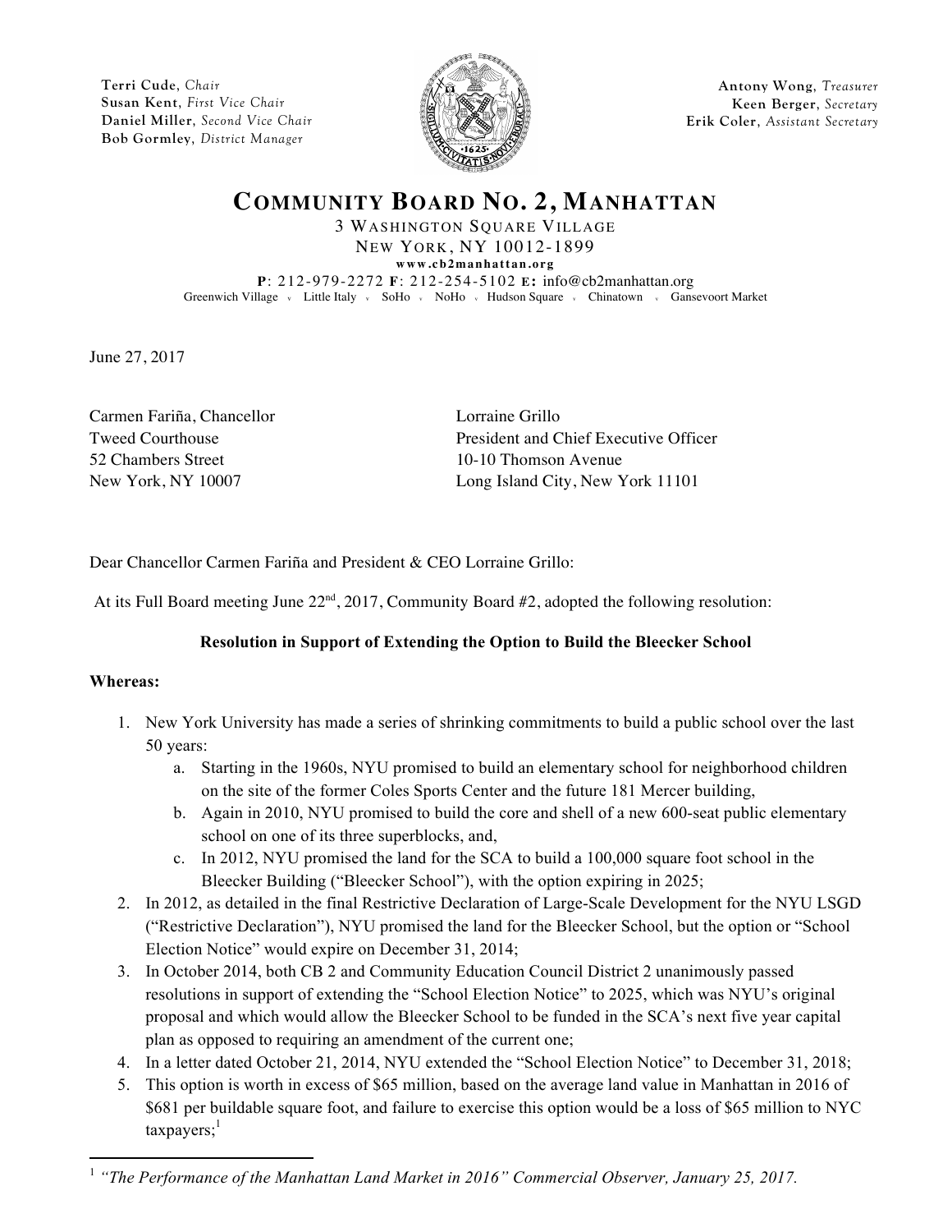Terri Cude, *Chair*
Susan Kent, *First Vice Chair*
Daniel Miller, *Second Vice Chair*
Bob Gormley, *District Manager*

Antony Wong, *Treasurer*
Keen Berger, *Secretary*
Erik Coler, *Assistant Secretary*

# COMMUNITY BOARD NO. 2, MANHATTAN

3 WASHINGTON SQUARE VILLAGE
NEW YORK, NY 10012-1899
www.cb2manhattan.org
**P**: 212-979-2272 **F**: 212-254-5102 **E**: info@cb2manhattan.org
Greenwich Village • Little Italy • SoHo • NoHo • Hudson Square • Chinatown • Gansevoort Market

June 27, 2017

Carmen Fariña, Chancellor
Tweed Courthouse
52 Chambers Street
New York, NY 10007

Lorraine Grillo
President and Chief Executive Officer
10-10 Thomson Avenue
Long Island City, New York 11101

Dear Chancellor Carmen Fariña and President & CEO Lorraine Grillo:

At its Full Board meeting June 22nd, 2017, Community Board #2, adopted the following resolution:

**Resolution in Support of Extending the Option to Build the Bleecker School**

**Whereas:**

1. New York University has made a series of shrinking commitments to build a public school over the last 50 years:
   a. Starting in the 1960s, NYU promised to build an elementary school for neighborhood children on the site of the former Coles Sports Center and the future 181 Mercer building,
   b. Again in 2010, NYU promised to build the core and shell of a new 600-seat public elementary school on one of its three superblocks, and,
   c. In 2012, NYU promised the land for the SCA to build a 100,000 square foot school in the Bleecker Building ("Bleecker School"), with the option expiring in 2025;
2. In 2012, as detailed in the final Restrictive Declaration of Large-Scale Development for the NYU LSGD ("Restrictive Declaration"), NYU promised the land for the Bleecker School, but the option or "School Election Notice" would expire on December 31, 2014;
3. In October 2014, both CB 2 and Community Education Council District 2 unanimously passed resolutions in support of extending the "School Election Notice" to 2025, which was NYU's original proposal and which would allow the Bleecker School to be funded in the SCA's next five year capital plan as opposed to requiring an amendment of the current one;
4. In a letter dated October 21, 2014, NYU extended the "School Election Notice" to December 31, 2018;
5. This option is worth in excess of $65 million, based on the average land value in Manhattan in 2016 of $681 per buildable square foot, and failure to exercise this option would be a loss of $65 million to NYC taxpayers;[1]

[1] *"The Performance of the Manhattan Land Market in 2016" Commercial Observer, January 25, 2017.*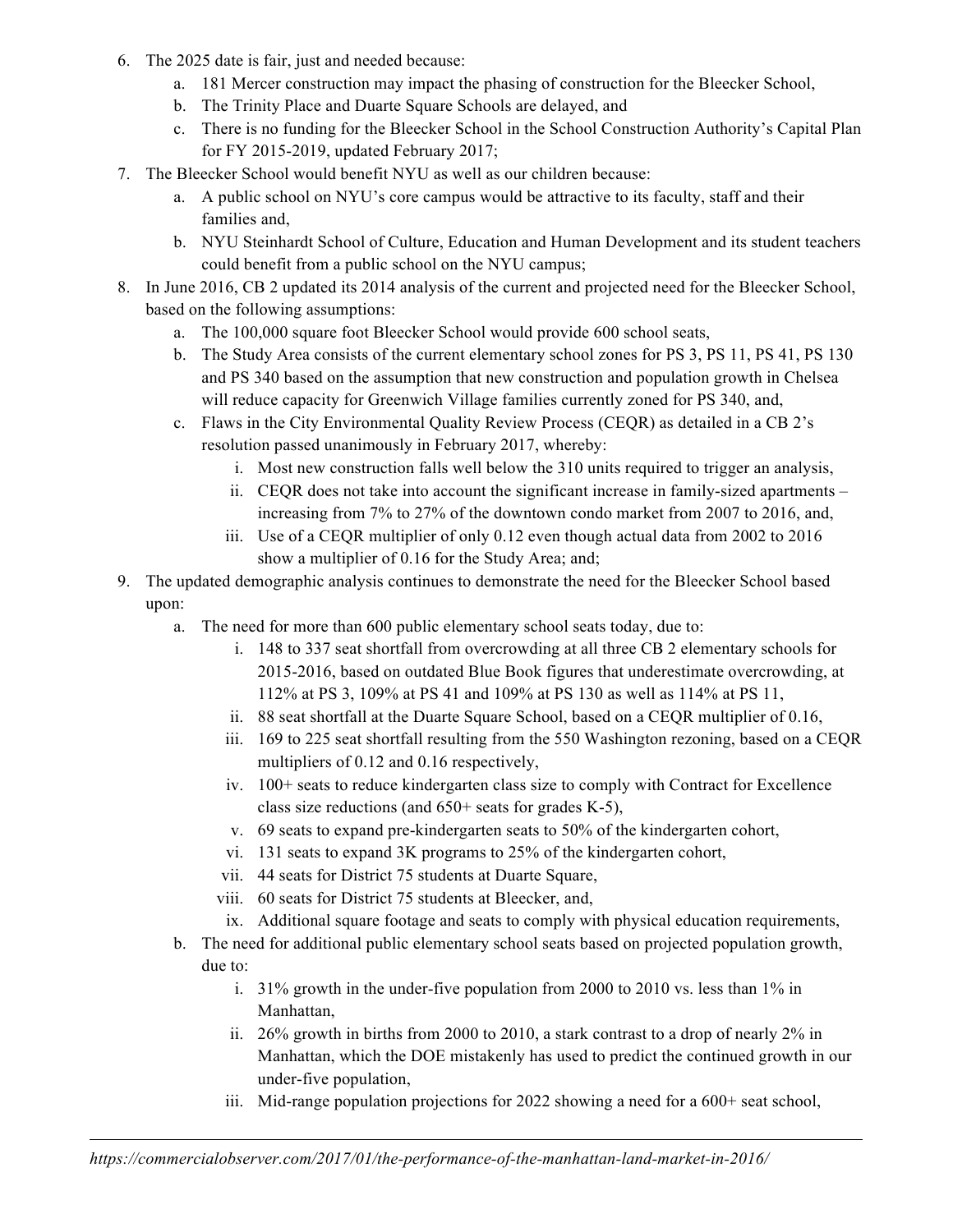6. The 2025 date is fair, just and needed because:
   a. 181 Mercer construction may impact the phasing of construction for the Bleecker School,
   b. The Trinity Place and Duarte Square Schools are delayed, and
   c. There is no funding for the Bleecker School in the School Construction Authority's Capital Plan for FY 2015-2019, updated February 2017;
7. The Bleecker School would benefit NYU as well as our children because:
   a. A public school on NYU's core campus would be attractive to its faculty, staff and their families and,
   b. NYU Steinhardt School of Culture, Education and Human Development and its student teachers could benefit from a public school on the NYU campus;
8. In June 2016, CB 2 updated its 2014 analysis of the current and projected need for the Bleecker School, based on the following assumptions:
   a. The 100,000 square foot Bleecker School would provide 600 school seats,
   b. The Study Area consists of the current elementary school zones for PS 3, PS 11, PS 41, PS 130 and PS 340 based on the assumption that new construction and population growth in Chelsea will reduce capacity for Greenwich Village families currently zoned for PS 340, and,
   c. Flaws in the City Environmental Quality Review Process (CEQR) as detailed in a CB 2's resolution passed unanimously in February 2017, whereby:
      i. Most new construction falls well below the 310 units required to trigger an analysis,
      ii. CEQR does not take into account the significant increase in family-sized apartments – increasing from 7% to 27% of the downtown condo market from 2007 to 2016, and,
      iii. Use of a CEQR multiplier of only 0.12 even though actual data from 2002 to 2016 show a multiplier of 0.16 for the Study Area; and;
9. The updated demographic analysis continues to demonstrate the need for the Bleecker School based upon:
   a. The need for more than 600 public elementary school seats today, due to:
      i. 148 to 337 seat shortfall from overcrowding at all three CB 2 elementary schools for 2015-2016, based on outdated Blue Book figures that underestimate overcrowding, at 112% at PS 3, 109% at PS 41 and 109% at PS 130 as well as 114% at PS 11,
      ii. 88 seat shortfall at the Duarte Square School, based on a CEQR multiplier of 0.16,
      iii. 169 to 225 seat shortfall resulting from the 550 Washington rezoning, based on a CEQR multipliers of 0.12 and 0.16 respectively,
      iv. 100+ seats to reduce kindergarten class size to comply with Contract for Excellence class size reductions (and 650+ seats for grades K-5),
      v. 69 seats to expand pre-kindergarten seats to 50% of the kindergarten cohort,
      vi. 131 seats to expand 3K programs to 25% of the kindergarten cohort,
      vii. 44 seats for District 75 students at Duarte Square,
      viii. 60 seats for District 75 students at Bleecker, and,
      ix. Additional square footage and seats to comply with physical education requirements,
   b. The need for additional public elementary school seats based on projected population growth, due to:
      i. 31% growth in the under-five population from 2000 to 2010 vs. less than 1% in Manhattan,
      ii. 26% growth in births from 2000 to 2010, a stark contrast to a drop of nearly 2% in Manhattan, which the DOE mistakenly has used to predict the continued growth in our under-five population,
      iii. Mid-range population projections for 2022 showing a need for a 600+ seat school,

---

*https://commercialobserver.com/2017/01/the-performance-of-the-manhattan-land-market-in-2016/*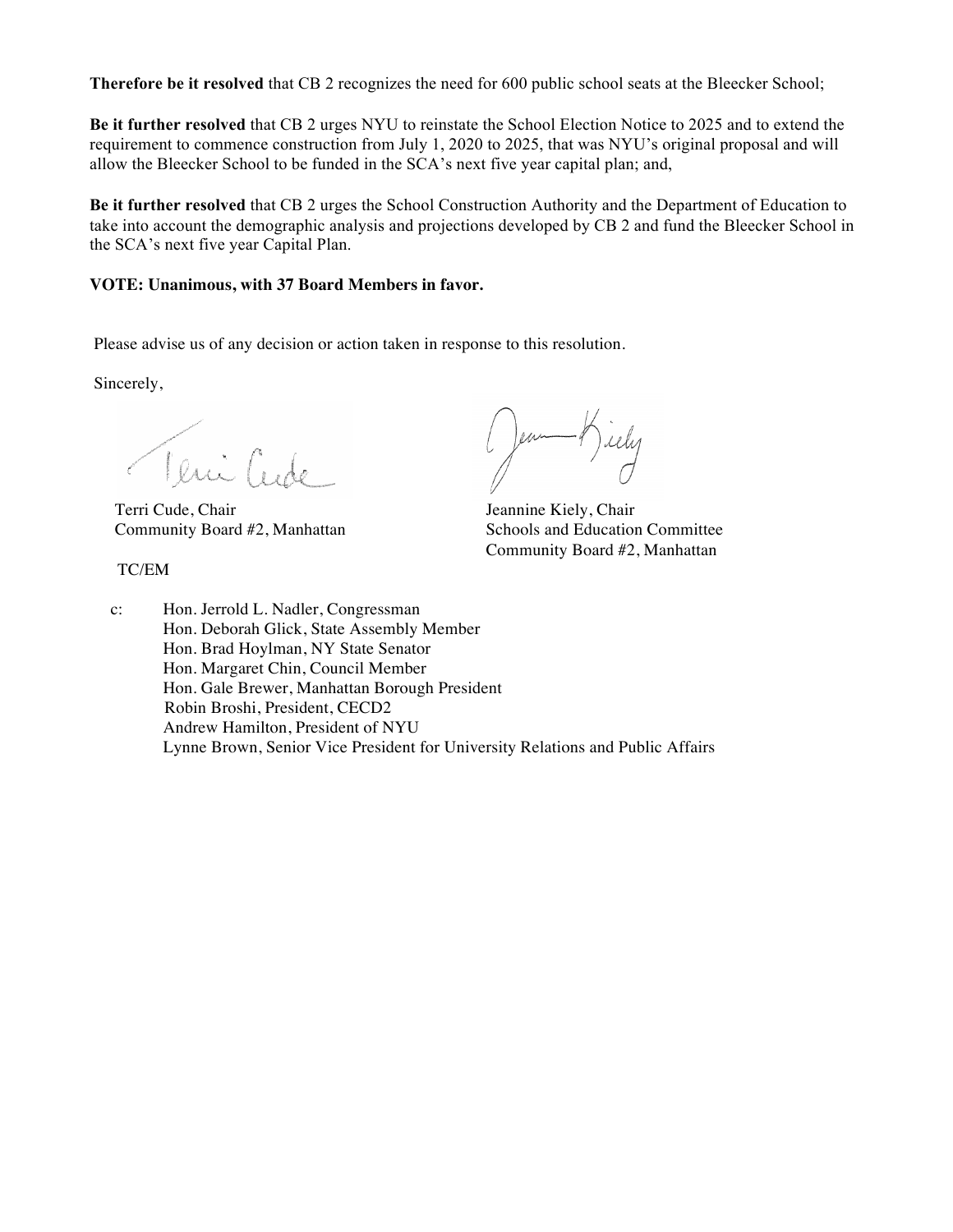**Therefore be it resolved** that CB 2 recognizes the need for 600 public school seats at the Bleecker School;

**Be it further resolved** that CB 2 urges NYU to reinstate the School Election Notice to 2025 and to extend the requirement to commence construction from July 1, 2020 to 2025, that was NYU's original proposal and will allow the Bleecker School to be funded in the SCA's next five year capital plan; and,

**Be it further resolved** that CB 2 urges the School Construction Authority and the Department of Education to take into account the demographic analysis and projections developed by CB 2 and fund the Bleecker School in the SCA's next five year Capital Plan.

**VOTE: Unanimous, with 37 Board Members in favor.**

Please advise us of any decision or action taken in response to this resolution.

Sincerely,

Terri Cude, Chair
Community Board #2, Manhattan

Jeannine Kiely, Chair
Schools and Education Committee
Community Board #2, Manhattan

TC/EM

c: Hon. Jerrold L. Nadler, Congressman
Hon. Deborah Glick, State Assembly Member
Hon. Brad Hoylman, NY State Senator
Hon. Margaret Chin, Council Member
Hon. Gale Brewer, Manhattan Borough President
Robin Broshi, President, CECD2
Andrew Hamilton, President of NYU
Lynne Brown, Senior Vice President for University Relations and Public Affairs